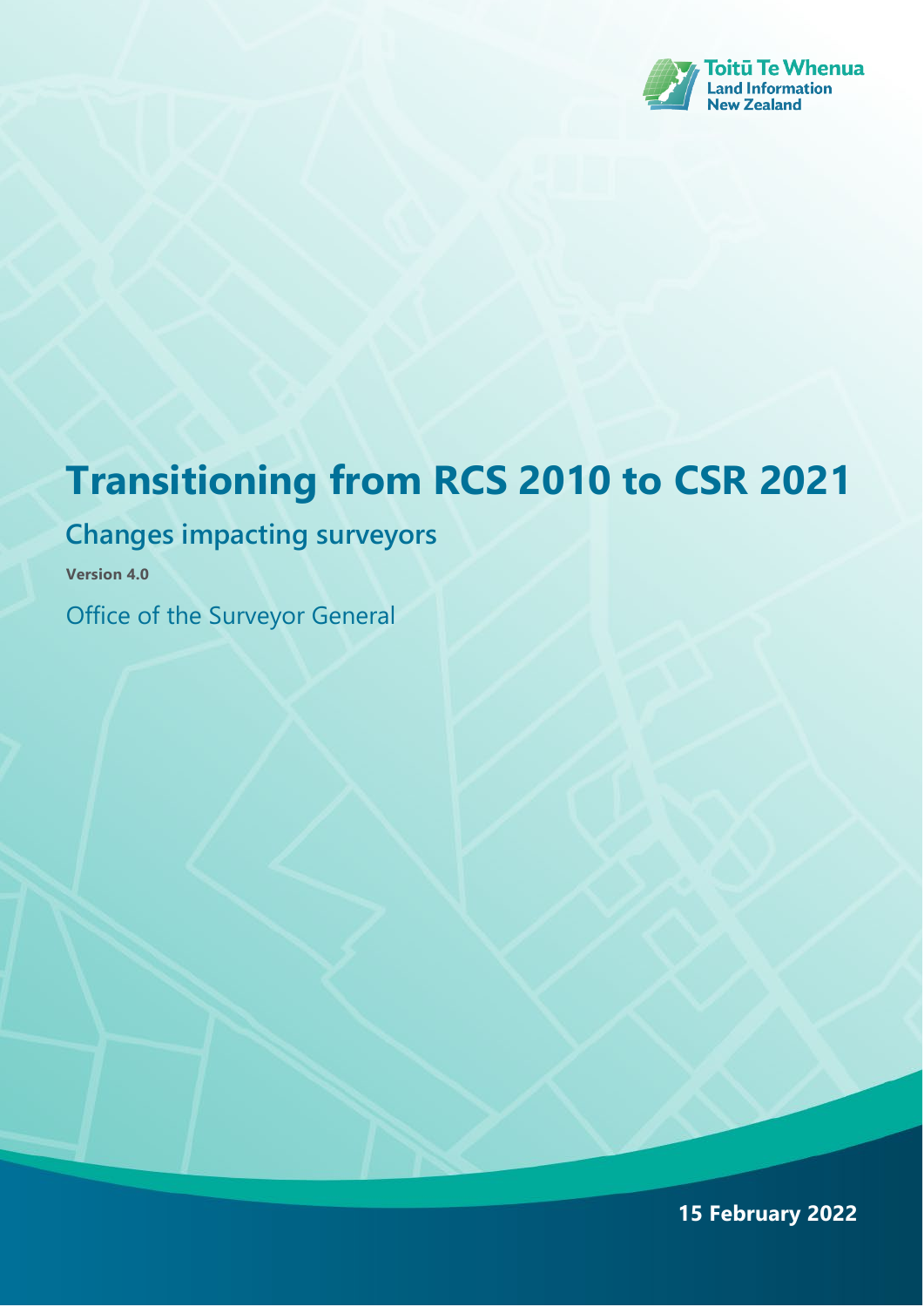Toitū Te Whenua
Land Information
New Zealand

# Transitioning from RCS 2010 to CSR 2021

## Changes impacting surveyors

**Version 4.0**

Office of the Surveyor General

**15 February 2022**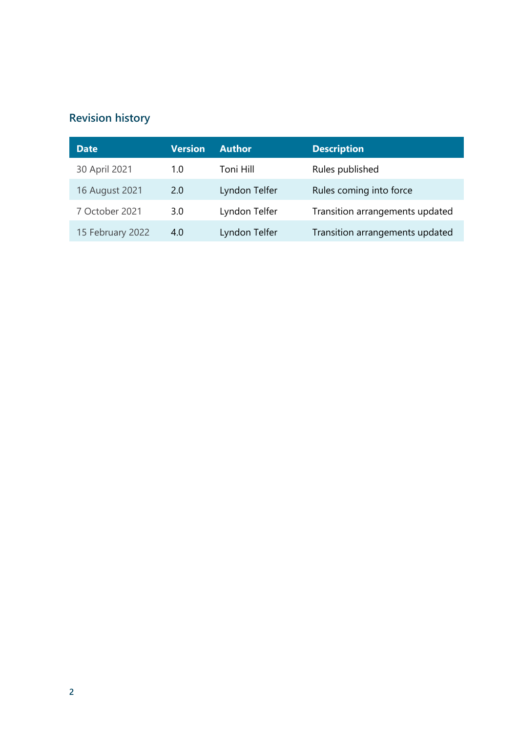## Revision history

| Date | Version | Author | Description |
|---|---|---|---|
| 30 April 2021 | 1.0 | Toni Hill | Rules published |
| 16 August 2021 | 2.0 | Lyndon Telfer | Rules coming into force |
| 7 October 2021 | 3.0 | Lyndon Telfer | Transition arrangements updated |
| 15 February 2022 | 4.0 | Lyndon Telfer | Transition arrangements updated |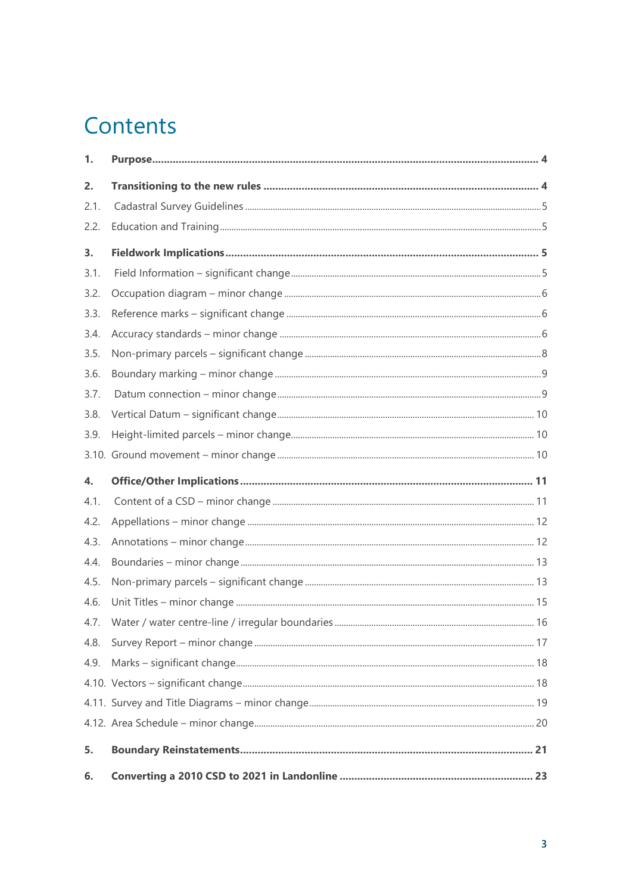# Contents

**1. Purpose** .......... **4**

**2. Transitioning to the new rules** .......... **4**

2.1. Cadastral Survey Guidelines .......... 5

2.2. Education and Training .......... 5

**3. Fieldwork Implications** .......... **5**

3.1. Field Information – significant change .......... 5

3.2. Occupation diagram – minor change .......... 6

3.3. Reference marks – significant change .......... 6

3.4. Accuracy standards – minor change .......... 6

3.5. Non-primary parcels – significant change .......... 8

3.6. Boundary marking – minor change .......... 9

3.7. Datum connection – minor change .......... 9

3.8. Vertical Datum – significant change .......... 10

3.9. Height-limited parcels – minor change .......... 10

3.10. Ground movement – minor change .......... 10

**4. Office/Other Implications** .......... **11**

4.1. Content of a CSD – minor change .......... 11

4.2. Appellations – minor change .......... 12

4.3. Annotations – minor change .......... 12

4.4. Boundaries – minor change .......... 13

4.5. Non-primary parcels – significant change .......... 13

4.6. Unit Titles – minor change .......... 15

4.7. Water / water centre-line / irregular boundaries .......... 16

4.8. Survey Report – minor change .......... 17

4.9. Marks – significant change .......... 18

4.10. Vectors – significant change .......... 18

4.11. Survey and Title Diagrams – minor change .......... 19

4.12. Area Schedule – minor change .......... 20

**5. Boundary Reinstatements** .......... **21**

**6. Converting a 2010 CSD to 2021 in Landonline** .......... **23**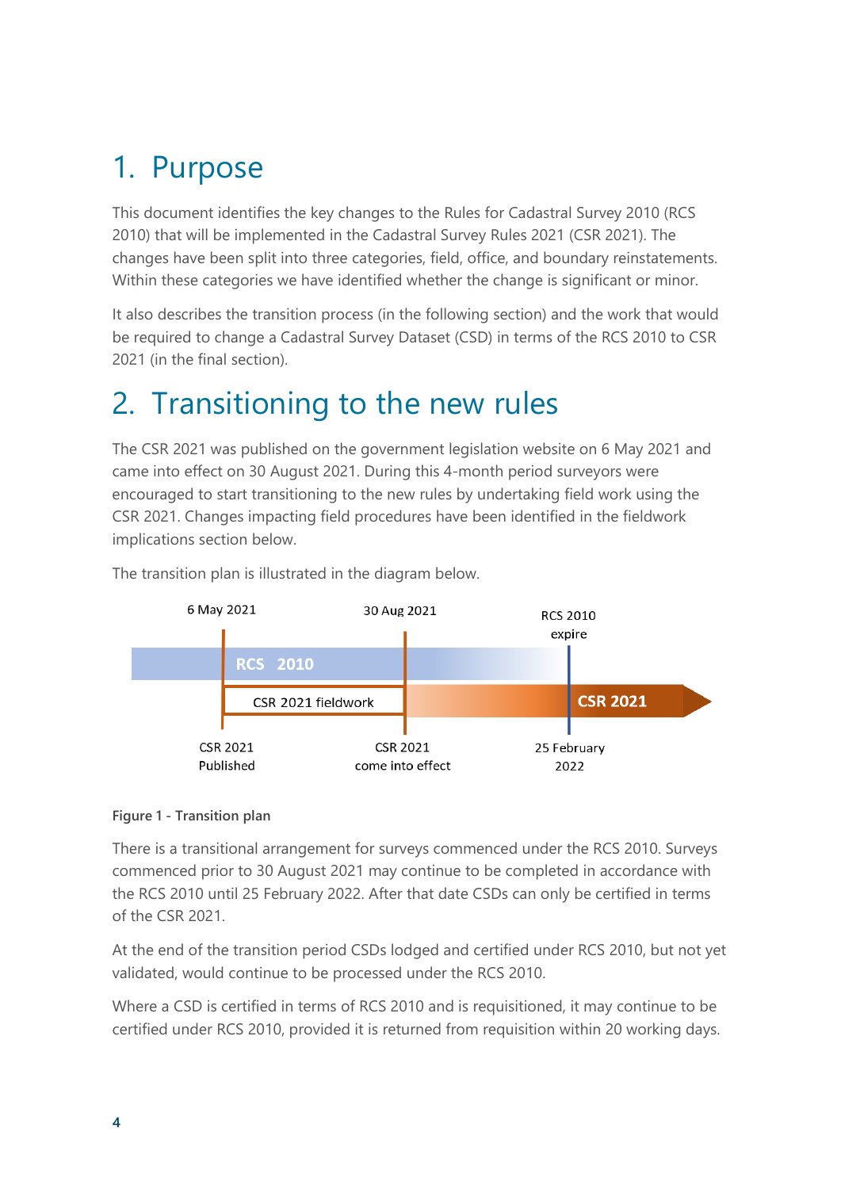# 1. Purpose

This document identifies the key changes to the Rules for Cadastral Survey 2010 (RCS 2010) that will be implemented in the Cadastral Survey Rules 2021 (CSR 2021). The changes have been split into three categories, field, office, and boundary reinstatements. Within these categories we have identified whether the change is significant or minor.

It also describes the transition process (in the following section) and the work that would be required to change a Cadastral Survey Dataset (CSD) in terms of the RCS 2010 to CSR 2021 (in the final section).

# 2. Transitioning to the new rules

The CSR 2021 was published on the government legislation website on 6 May 2021 and came into effect on 30 August 2021. During this 4-month period surveyors were encouraged to start transitioning to the new rules by undertaking field work using the CSR 2021. Changes impacting field procedures have been identified in the fieldwork implications section below.

The transition plan is illustrated in the diagram below.

**Figure 1 - Transition plan**

There is a transitional arrangement for surveys commenced under the RCS 2010. Surveys commenced prior to 30 August 2021 may continue to be completed in accordance with the RCS 2010 until 25 February 2022. After that date CSDs can only be certified in terms of the CSR 2021.

At the end of the transition period CSDs lodged and certified under RCS 2010, but not yet validated, would continue to be processed under the RCS 2010.

Where a CSD is certified in terms of RCS 2010 and is requisitioned, it may continue to be certified under RCS 2010, provided it is returned from requisition within 20 working days.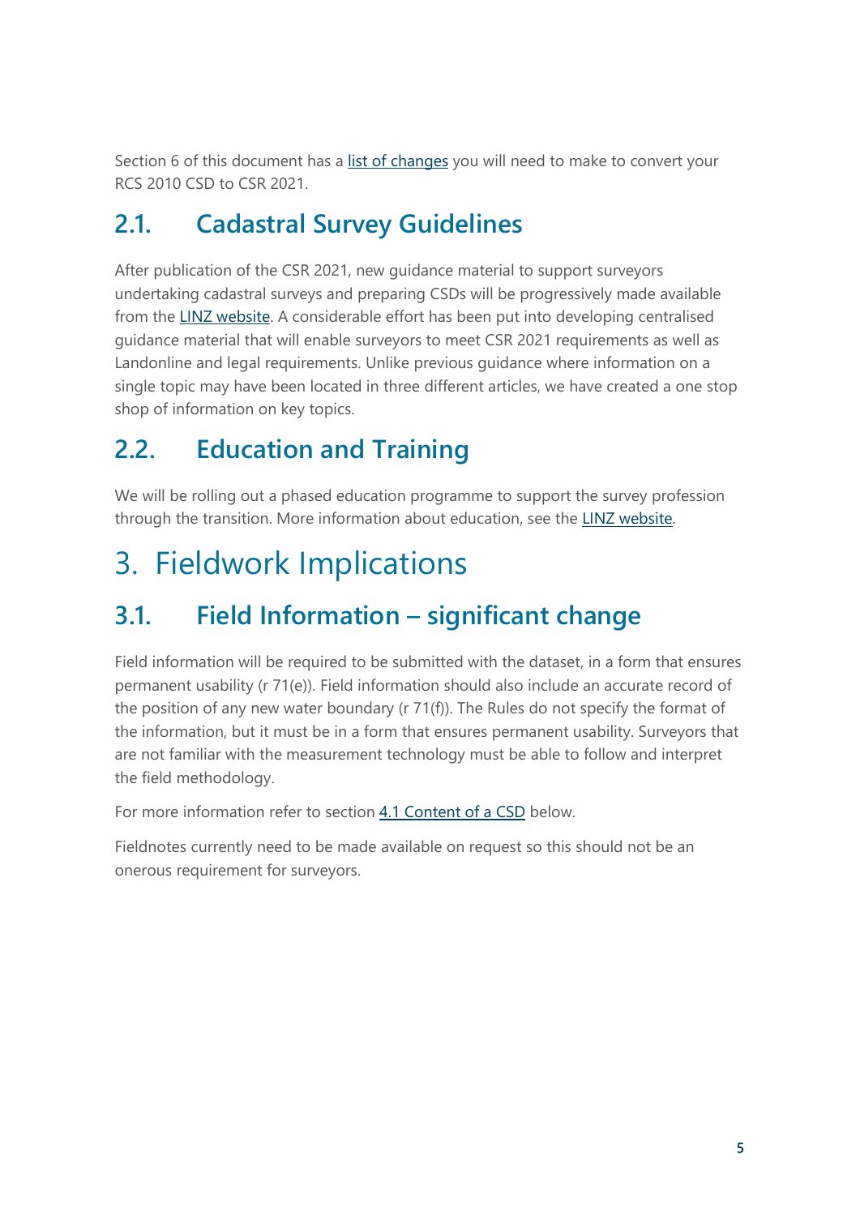Section 6 of this document has a list of changes you will need to make to convert your RCS 2010 CSD to CSR 2021.

## 2.1. Cadastral Survey Guidelines

After publication of the CSR 2021, new guidance material to support surveyors undertaking cadastral surveys and preparing CSDs will be progressively made available from the LINZ website. A considerable effort has been put into developing centralised guidance material that will enable surveyors to meet CSR 2021 requirements as well as Landonline and legal requirements. Unlike previous guidance where information on a single topic may have been located in three different articles, we have created a one stop shop of information on key topics.

## 2.2. Education and Training

We will be rolling out a phased education programme to support the survey profession through the transition. More information about education, see the LINZ website.

# 3. Fieldwork Implications

## 3.1. Field Information – significant change

Field information will be required to be submitted with the dataset, in a form that ensures permanent usability (r 71(e)). Field information should also include an accurate record of the position of any new water boundary (r 71(f)). The Rules do not specify the format of the information, but it must be in a form that ensures permanent usability. Surveyors that are not familiar with the measurement technology must be able to follow and interpret the field methodology.

For more information refer to section 4.1 Content of a CSD below.

Fieldnotes currently need to be made available on request so this should not be an onerous requirement for surveyors.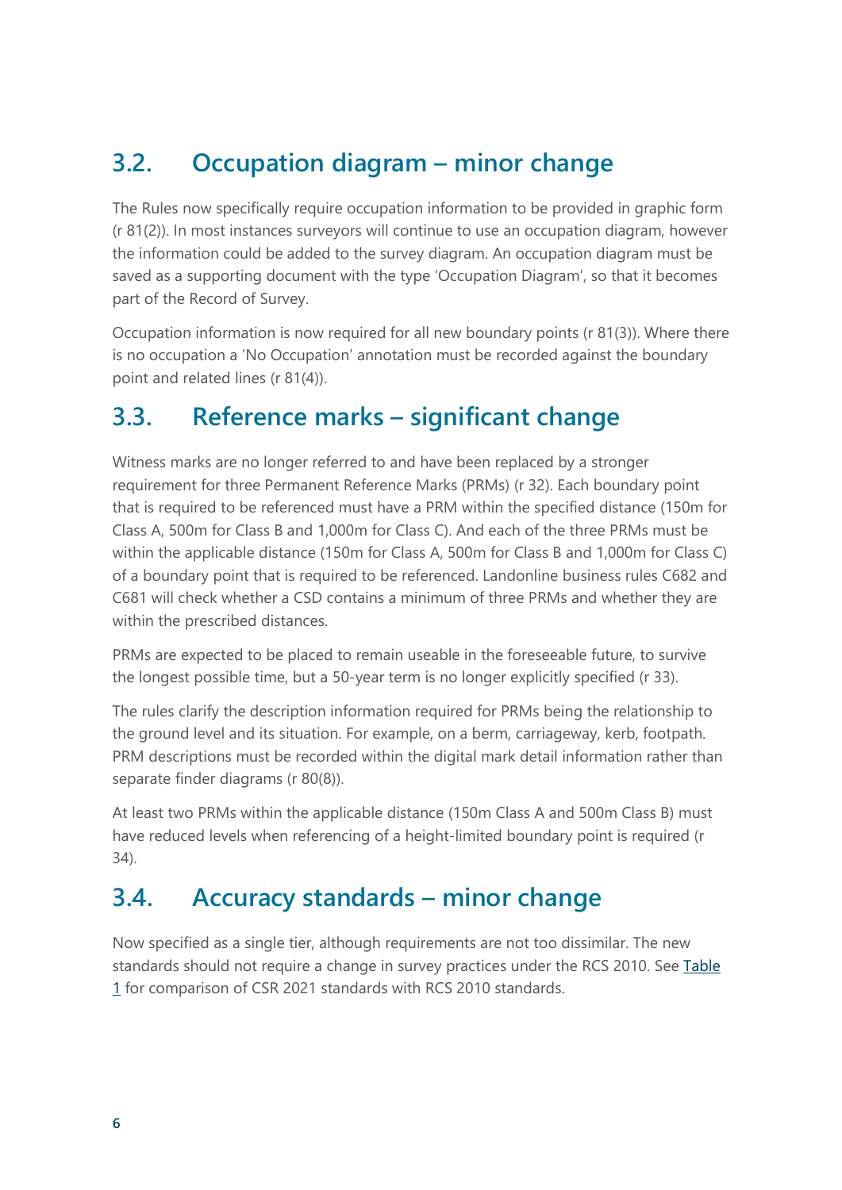## 3.2. Occupation diagram – minor change

The Rules now specifically require occupation information to be provided in graphic form (r 81(2)). In most instances surveyors will continue to use an occupation diagram, however the information could be added to the survey diagram. An occupation diagram must be saved as a supporting document with the type 'Occupation Diagram', so that it becomes part of the Record of Survey.

Occupation information is now required for all new boundary points (r 81(3)). Where there is no occupation a 'No Occupation' annotation must be recorded against the boundary point and related lines (r 81(4)).

## 3.3. Reference marks – significant change

Witness marks are no longer referred to and have been replaced by a stronger requirement for three Permanent Reference Marks (PRMs) (r 32). Each boundary point that is required to be referenced must have a PRM within the specified distance (150m for Class A, 500m for Class B and 1,000m for Class C). And each of the three PRMs must be within the applicable distance (150m for Class A, 500m for Class B and 1,000m for Class C) of a boundary point that is required to be referenced. Landonline business rules C682 and C681 will check whether a CSD contains a minimum of three PRMs and whether they are within the prescribed distances.

PRMs are expected to be placed to remain useable in the foreseeable future, to survive the longest possible time, but a 50-year term is no longer explicitly specified (r 33).

The rules clarify the description information required for PRMs being the relationship to the ground level and its situation. For example, on a berm, carriageway, kerb, footpath. PRM descriptions must be recorded within the digital mark detail information rather than separate finder diagrams (r 80(8)).

At least two PRMs within the applicable distance (150m Class A and 500m Class B) must have reduced levels when referencing of a height-limited boundary point is required (r 34).

## 3.4. Accuracy standards – minor change

Now specified as a single tier, although requirements are not too dissimilar. The new standards should not require a change in survey practices under the RCS 2010. See Table 1 for comparison of CSR 2021 standards with RCS 2010 standards.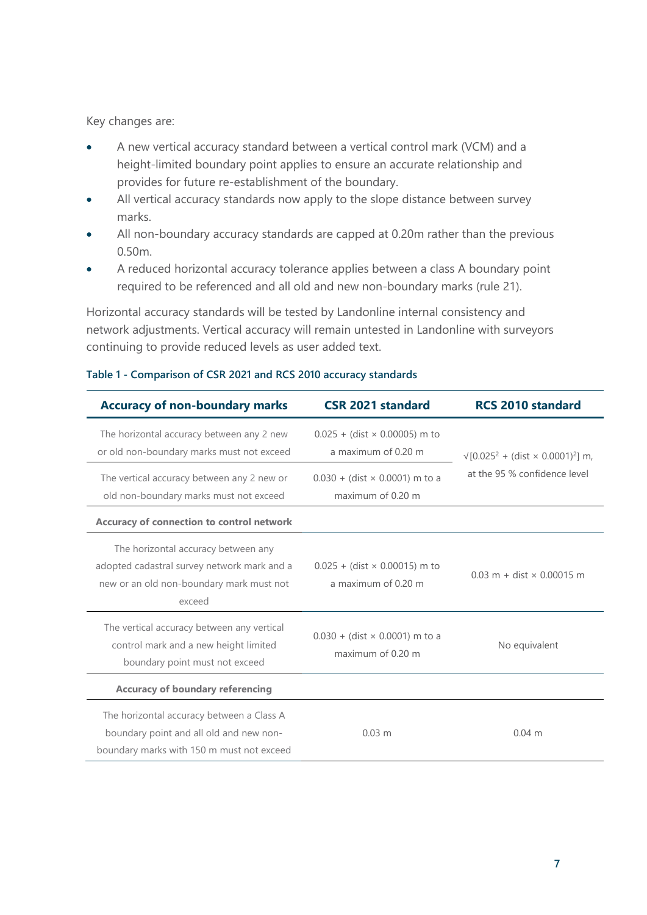Key changes are:

- A new vertical accuracy standard between a vertical control mark (VCM) and a height-limited boundary point applies to ensure an accurate relationship and provides for future re-establishment of the boundary.
- All vertical accuracy standards now apply to the slope distance between survey marks.
- All non-boundary accuracy standards are capped at 0.20m rather than the previous 0.50m.
- A reduced horizontal accuracy tolerance applies between a class A boundary point required to be referenced and all old and new non-boundary marks (rule 21).

Horizontal accuracy standards will be tested by Landonline internal consistency and network adjustments. Vertical accuracy will remain untested in Landonline with surveyors continuing to provide reduced levels as user added text.

**Table 1 - Comparison of CSR 2021 and RCS 2010 accuracy standards**

| Accuracy of non-boundary marks | CSR 2021 standard | RCS 2010 standard |
|---|---|---|
| The horizontal accuracy between any 2 new or old non-boundary marks must not exceed | 0.025 + (dist × 0.00005) m to a maximum of 0.20 m | $\sqrt{[0.025^2 + (\text{dist} \times 0.0001)^2]}$ m, at the 95 % confidence level |
| The vertical accuracy between any 2 new or old non-boundary marks must not exceed | 0.030 + (dist × 0.0001) m to a maximum of 0.20 m | |
| **Accuracy of connection to control network** | | |
| The horizontal accuracy between any adopted cadastral survey network mark and a new or an old non-boundary mark must not exceed | 0.025 + (dist × 0.00015) m to a maximum of 0.20 m | 0.03 m + dist × 0.00015 m |
| The vertical accuracy between any vertical control mark and a new height limited boundary point must not exceed | 0.030 + (dist × 0.0001) m to a maximum of 0.20 m | No equivalent |
| **Accuracy of boundary referencing** | | |
| The horizontal accuracy between a Class A boundary point and all old and new non-boundary marks with 150 m must not exceed | 0.03 m | 0.04 m |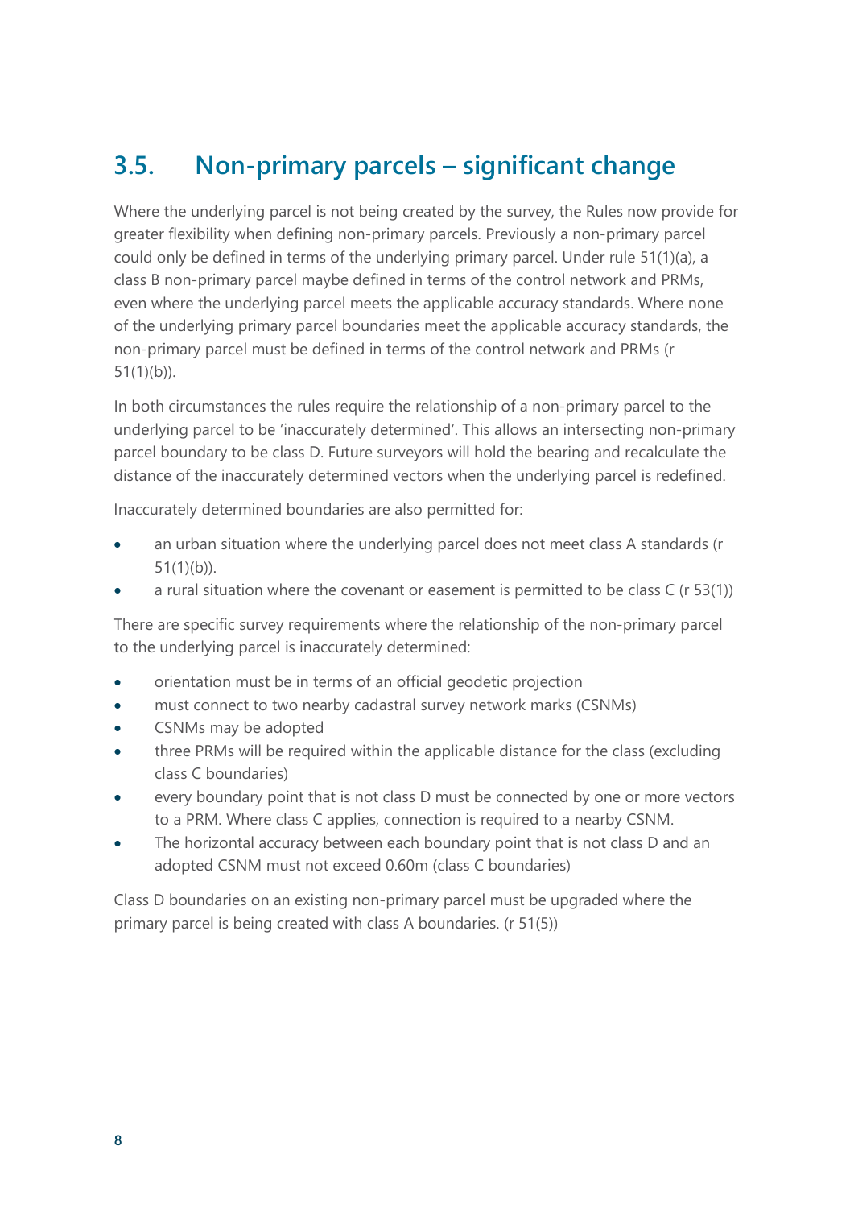## 3.5. Non-primary parcels – significant change

Where the underlying parcel is not being created by the survey, the Rules now provide for greater flexibility when defining non-primary parcels. Previously a non-primary parcel could only be defined in terms of the underlying primary parcel. Under rule 51(1)(a), a class B non-primary parcel maybe defined in terms of the control network and PRMs, even where the underlying parcel meets the applicable accuracy standards. Where none of the underlying primary parcel boundaries meet the applicable accuracy standards, the non-primary parcel must be defined in terms of the control network and PRMs (r 51(1)(b)).

In both circumstances the rules require the relationship of a non-primary parcel to the underlying parcel to be 'inaccurately determined'. This allows an intersecting non-primary parcel boundary to be class D. Future surveyors will hold the bearing and recalculate the distance of the inaccurately determined vectors when the underlying parcel is redefined.

Inaccurately determined boundaries are also permitted for:

- an urban situation where the underlying parcel does not meet class A standards (r 51(1)(b)).
- a rural situation where the covenant or easement is permitted to be class C (r 53(1))

There are specific survey requirements where the relationship of the non-primary parcel to the underlying parcel is inaccurately determined:

- orientation must be in terms of an official geodetic projection
- must connect to two nearby cadastral survey network marks (CSNMs)
- CSNMs may be adopted
- three PRMs will be required within the applicable distance for the class (excluding class C boundaries)
- every boundary point that is not class D must be connected by one or more vectors to a PRM. Where class C applies, connection is required to a nearby CSNM.
- The horizontal accuracy between each boundary point that is not class D and an adopted CSNM must not exceed 0.60m (class C boundaries)

Class D boundaries on an existing non-primary parcel must be upgraded where the primary parcel is being created with class A boundaries. (r 51(5))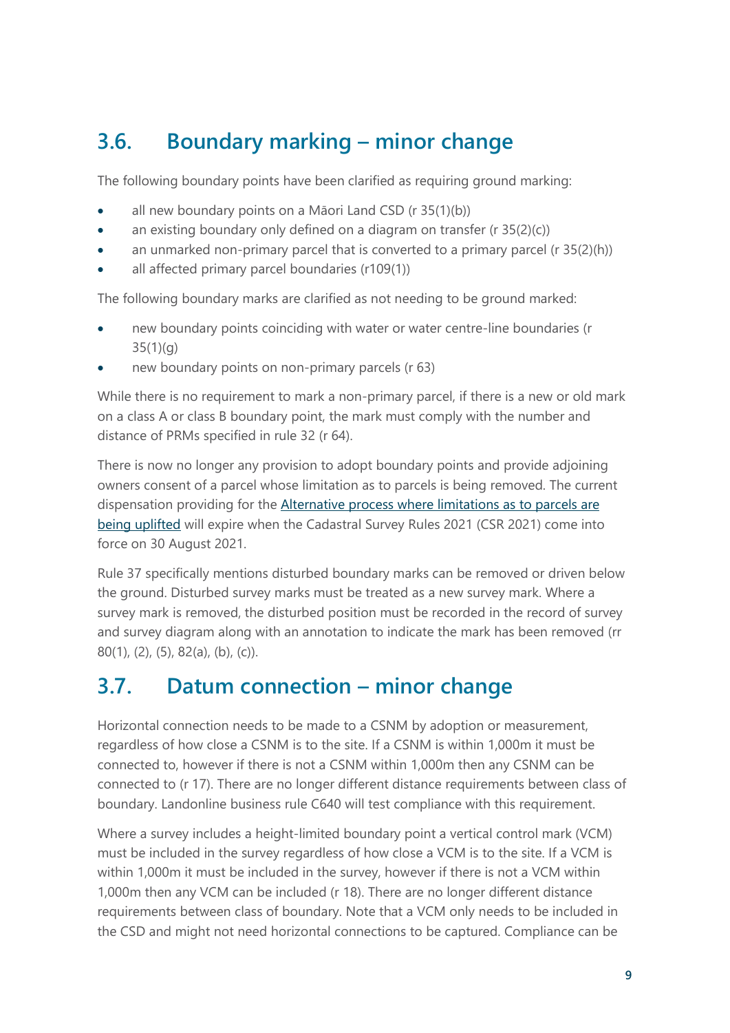## 3.6. Boundary marking – minor change

The following boundary points have been clarified as requiring ground marking:

- all new boundary points on a Māori Land CSD (r 35(1)(b))
- an existing boundary only defined on a diagram on transfer (r 35(2)(c))
- an unmarked non-primary parcel that is converted to a primary parcel (r 35(2)(h))
- all affected primary parcel boundaries (r109(1))

The following boundary marks are clarified as not needing to be ground marked:

- new boundary points coinciding with water or water centre-line boundaries (r 35(1)(g)
- new boundary points on non-primary parcels (r 63)

While there is no requirement to mark a non-primary parcel, if there is a new or old mark on a class A or class B boundary point, the mark must comply with the number and distance of PRMs specified in rule 32 (r 64).

There is now no longer any provision to adopt boundary points and provide adjoining owners consent of a parcel whose limitation as to parcels is being removed. The current dispensation providing for the Alternative process where limitations as to parcels are being uplifted will expire when the Cadastral Survey Rules 2021 (CSR 2021) come into force on 30 August 2021.

Rule 37 specifically mentions disturbed boundary marks can be removed or driven below the ground. Disturbed survey marks must be treated as a new survey mark. Where a survey mark is removed, the disturbed position must be recorded in the record of survey and survey diagram along with an annotation to indicate the mark has been removed (rr 80(1), (2), (5), 82(a), (b), (c)).

## 3.7. Datum connection – minor change

Horizontal connection needs to be made to a CSNM by adoption or measurement, regardless of how close a CSNM is to the site. If a CSNM is within 1,000m it must be connected to, however if there is not a CSNM within 1,000m then any CSNM can be connected to (r 17). There are no longer different distance requirements between class of boundary. Landonline business rule C640 will test compliance with this requirement.

Where a survey includes a height-limited boundary point a vertical control mark (VCM) must be included in the survey regardless of how close a VCM is to the site. If a VCM is within 1,000m it must be included in the survey, however if there is not a VCM within 1,000m then any VCM can be included (r 18). There are no longer different distance requirements between class of boundary. Note that a VCM only needs to be included in the CSD and might not need horizontal connections to be captured. Compliance can be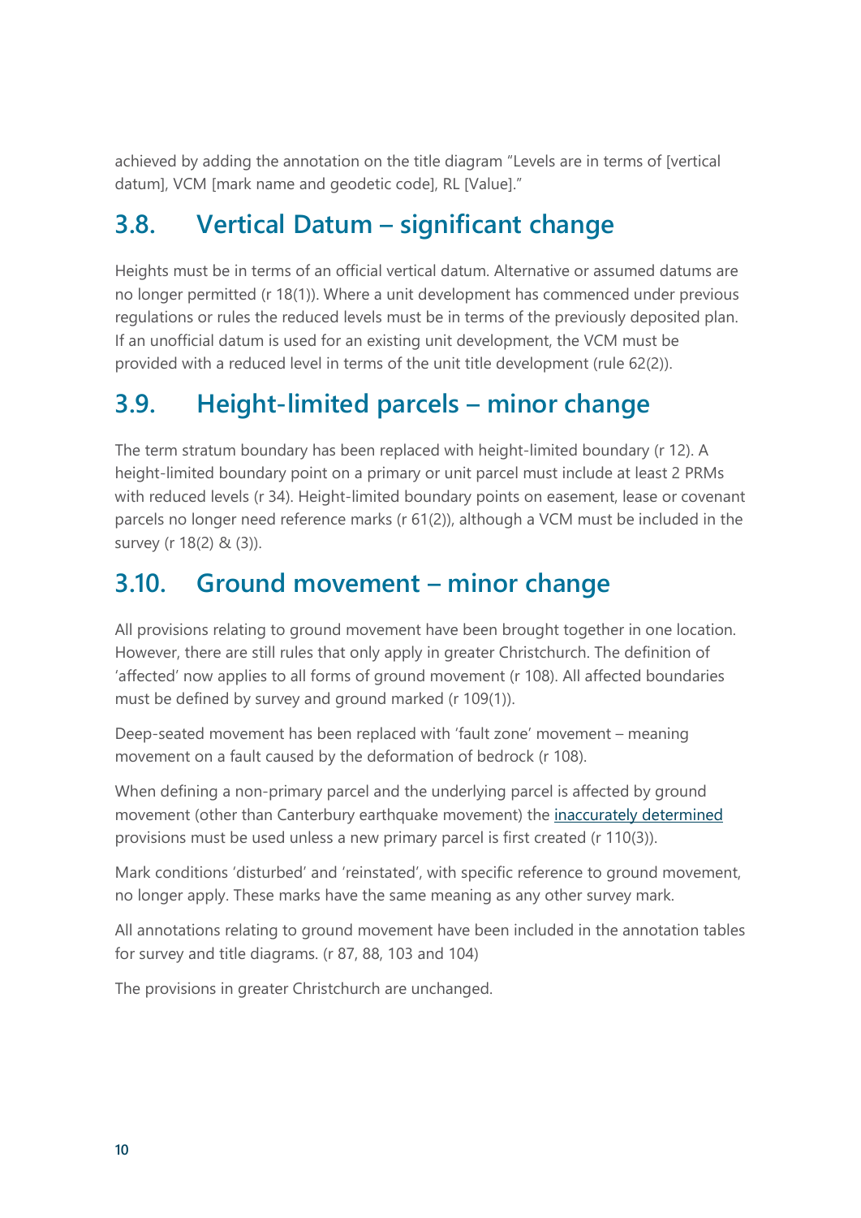achieved by adding the annotation on the title diagram "Levels are in terms of [vertical datum], VCM [mark name and geodetic code], RL [Value]."

## 3.8. Vertical Datum – significant change

Heights must be in terms of an official vertical datum. Alternative or assumed datums are no longer permitted (r 18(1)). Where a unit development has commenced under previous regulations or rules the reduced levels must be in terms of the previously deposited plan. If an unofficial datum is used for an existing unit development, the VCM must be provided with a reduced level in terms of the unit title development (rule 62(2)).

## 3.9. Height-limited parcels – minor change

The term stratum boundary has been replaced with height-limited boundary (r 12). A height-limited boundary point on a primary or unit parcel must include at least 2 PRMs with reduced levels (r 34). Height-limited boundary points on easement, lease or covenant parcels no longer need reference marks (r 61(2)), although a VCM must be included in the survey (r 18(2) & (3)).

## 3.10. Ground movement – minor change

All provisions relating to ground movement have been brought together in one location. However, there are still rules that only apply in greater Christchurch. The definition of 'affected' now applies to all forms of ground movement (r 108). All affected boundaries must be defined by survey and ground marked (r 109(1)).

Deep-seated movement has been replaced with 'fault zone' movement – meaning movement on a fault caused by the deformation of bedrock (r 108).

When defining a non-primary parcel and the underlying parcel is affected by ground movement (other than Canterbury earthquake movement) the inaccurately determined provisions must be used unless a new primary parcel is first created (r 110(3)).

Mark conditions 'disturbed' and 'reinstated', with specific reference to ground movement, no longer apply. These marks have the same meaning as any other survey mark.

All annotations relating to ground movement have been included in the annotation tables for survey and title diagrams. (r 87, 88, 103 and 104)

The provisions in greater Christchurch are unchanged.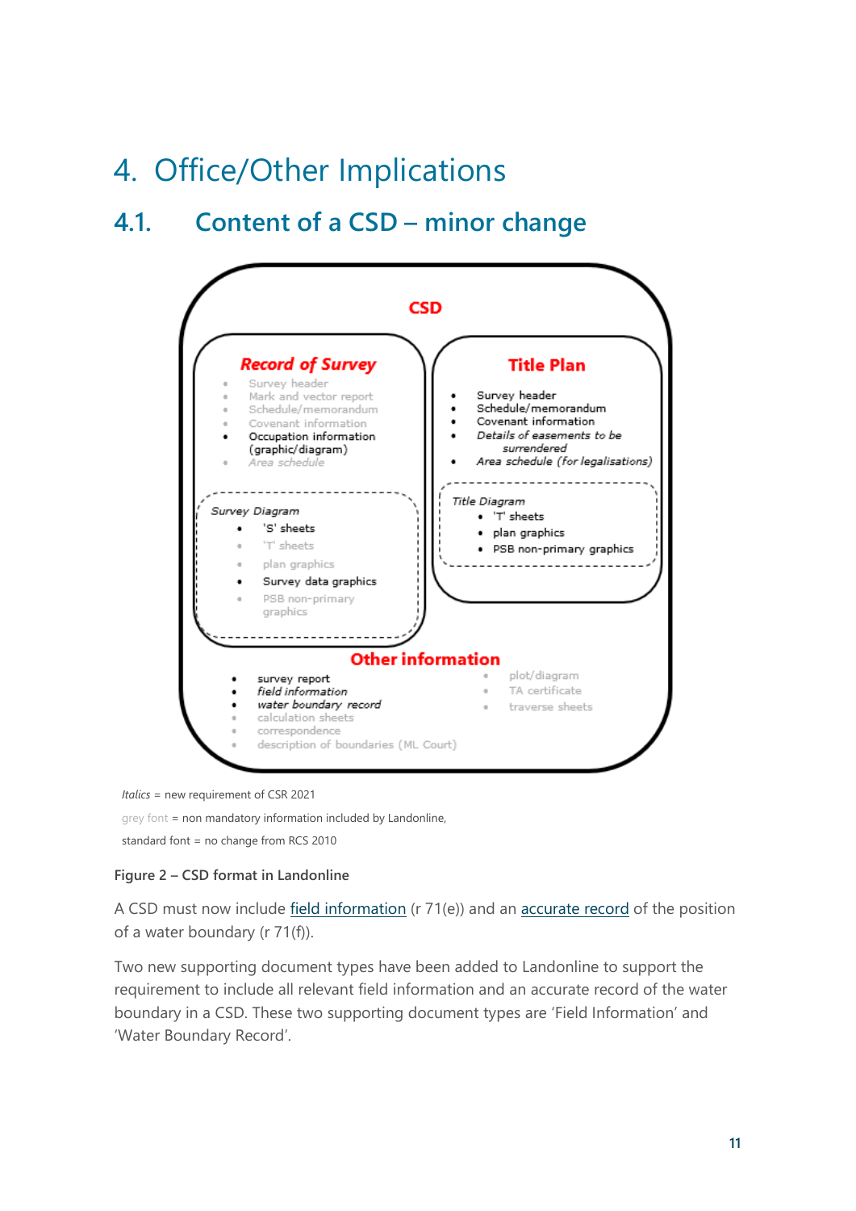# 4. Office/Other Implications

## 4.1. Content of a CSD – minor change

**CSD**

**Record of Survey**

- Survey header
- Mark and vector report
- Schedule/memorandum
- Covenant information
- Occupation information (graphic/diagram)
- *Area schedule*

Survey Diagram

- 'S' sheets
- 'T' sheets
- plan graphics
- Survey data graphics
- PSB non-primary graphics

**Title Plan**

- Survey header
- Schedule/memorandum
- Covenant information
- *Details of easements to be surrendered*
- *Area schedule (for legalisations)*

Title Diagram

- 'T' sheets
- plan graphics
- PSB non-primary graphics

**Other information**

- survey report
- *field information*
- *water boundary record*
- calculation sheets
- correspondence
- description of boundaries (ML Court)
- plot/diagram
- TA certificate
- traverse sheets

*Italics* = new requirement of CSR 2021

grey font = non mandatory information included by Landonline,

standard font = no change from RCS 2010

**Figure 2 – CSD format in Landonline**

A CSD must now include field information (r 71(e)) and an accurate record of the position of a water boundary (r 71(f)).

Two new supporting document types have been added to Landonline to support the requirement to include all relevant field information and an accurate record of the water boundary in a CSD. These two supporting document types are 'Field Information' and 'Water Boundary Record'.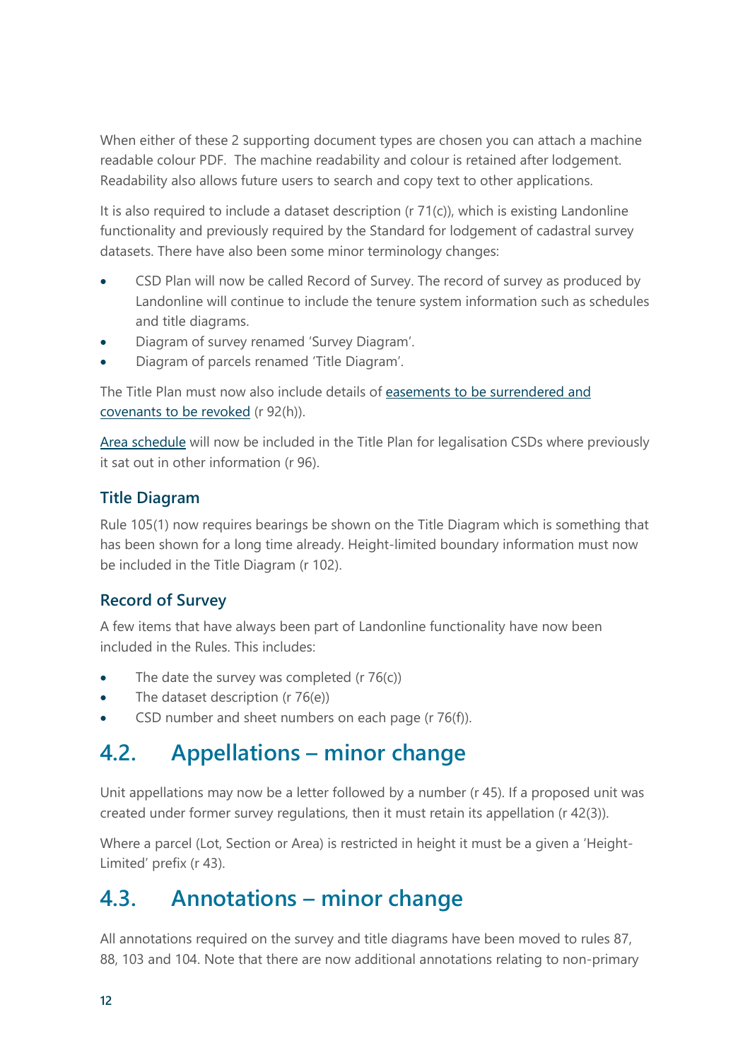When either of these 2 supporting document types are chosen you can attach a machine readable colour PDF.  The machine readability and colour is retained after lodgement. Readability also allows future users to search and copy text to other applications.

It is also required to include a dataset description (r 71(c)), which is existing Landonline functionality and previously required by the Standard for lodgement of cadastral survey datasets. There have also been some minor terminology changes:

- CSD Plan will now be called Record of Survey. The record of survey as produced by Landonline will continue to include the tenure system information such as schedules and title diagrams.
- Diagram of survey renamed 'Survey Diagram'.
- Diagram of parcels renamed 'Title Diagram'.

The Title Plan must now also include details of easements to be surrendered and covenants to be revoked (r 92(h)).

Area schedule will now be included in the Title Plan for legalisation CSDs where previously it sat out in other information (r 96).

### Title Diagram

Rule 105(1) now requires bearings be shown on the Title Diagram which is something that has been shown for a long time already. Height-limited boundary information must now be included in the Title Diagram (r 102).

### Record of Survey

A few items that have always been part of Landonline functionality have now been included in the Rules. This includes:

- The date the survey was completed (r 76(c))
- The dataset description (r 76(e))
- CSD number and sheet numbers on each page (r 76(f)).

## 4.2. Appellations – minor change

Unit appellations may now be a letter followed by a number (r 45). If a proposed unit was created under former survey regulations, then it must retain its appellation (r 42(3)).

Where a parcel (Lot, Section or Area) is restricted in height it must be a given a 'Height-Limited' prefix (r 43).

## 4.3. Annotations – minor change

All annotations required on the survey and title diagrams have been moved to rules 87, 88, 103 and 104. Note that there are now additional annotations relating to non-primary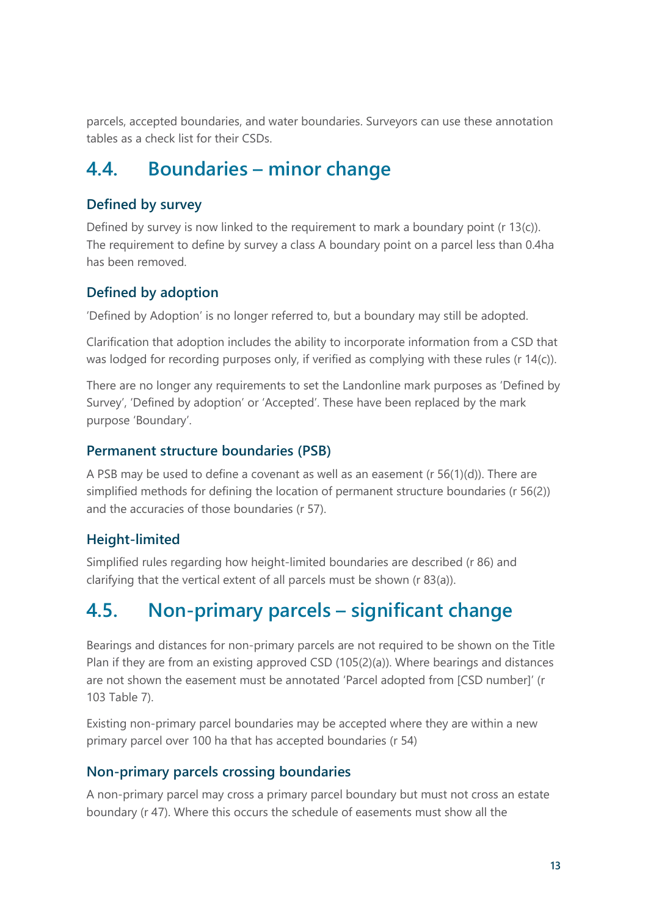parcels, accepted boundaries, and water boundaries. Surveyors can use these annotation tables as a check list for their CSDs.

## 4.4. Boundaries – minor change

### Defined by survey

Defined by survey is now linked to the requirement to mark a boundary point (r 13(c)). The requirement to define by survey a class A boundary point on a parcel less than 0.4ha has been removed.

### Defined by adoption

'Defined by Adoption' is no longer referred to, but a boundary may still be adopted.

Clarification that adoption includes the ability to incorporate information from a CSD that was lodged for recording purposes only, if verified as complying with these rules (r 14(c)).

There are no longer any requirements to set the Landonline mark purposes as 'Defined by Survey', 'Defined by adoption' or 'Accepted'. These have been replaced by the mark purpose 'Boundary'.

### Permanent structure boundaries (PSB)

A PSB may be used to define a covenant as well as an easement (r 56(1)(d)). There are simplified methods for defining the location of permanent structure boundaries (r 56(2)) and the accuracies of those boundaries (r 57).

### Height-limited

Simplified rules regarding how height-limited boundaries are described (r 86) and clarifying that the vertical extent of all parcels must be shown (r 83(a)).

## 4.5. Non-primary parcels – significant change

Bearings and distances for non-primary parcels are not required to be shown on the Title Plan if they are from an existing approved CSD (105(2)(a)). Where bearings and distances are not shown the easement must be annotated 'Parcel adopted from [CSD number]' (r 103 Table 7).

Existing non-primary parcel boundaries may be accepted where they are within a new primary parcel over 100 ha that has accepted boundaries (r 54)

### Non-primary parcels crossing boundaries

A non-primary parcel may cross a primary parcel boundary but must not cross an estate boundary (r 47). Where this occurs the schedule of easements must show all the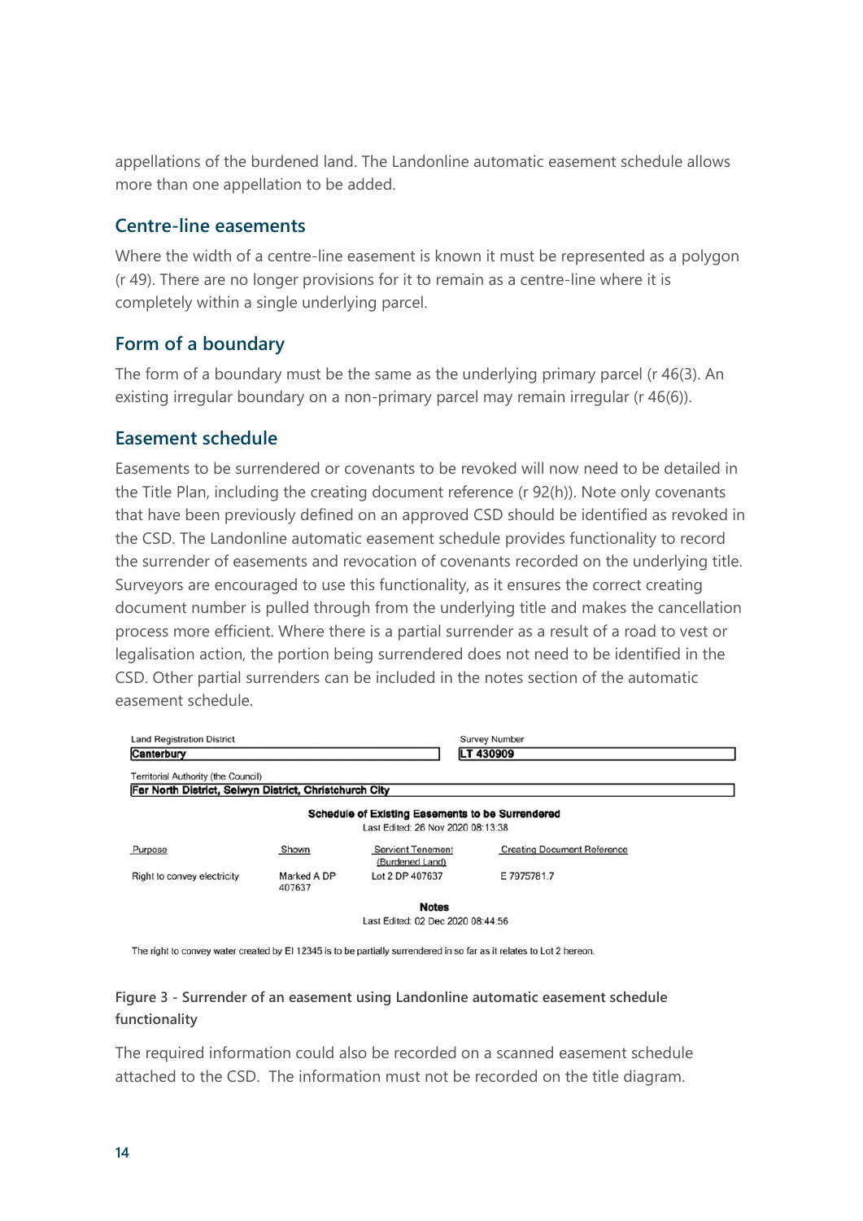appellations of the burdened land. The Landonline automatic easement schedule allows more than one appellation to be added.

## Centre-line easements

Where the width of a centre-line easement is known it must be represented as a polygon (r 49). There are no longer provisions for it to remain as a centre-line where it is completely within a single underlying parcel.

## Form of a boundary

The form of a boundary must be the same as the underlying primary parcel (r 46(3). An existing irregular boundary on a non-primary parcel may remain irregular (r 46(6)).

## Easement schedule

Easements to be surrendered or covenants to be revoked will now need to be detailed in the Title Plan, including the creating document reference (r 92(h)). Note only covenants that have been previously defined on an approved CSD should be identified as revoked in the CSD. The Landonline automatic easement schedule provides functionality to record the surrender of easements and revocation of covenants recorded on the underlying title. Surveyors are encouraged to use this functionality, as it ensures the correct creating document number is pulled through from the underlying title and makes the cancellation process more efficient. Where there is a partial surrender as a result of a road to vest or legalisation action, the portion being surrendered does not need to be identified in the CSD. Other partial surrenders can be included in the notes section of the automatic easement schedule.

Land Registration District: **Canterbury**

Survey Number: **LT 430909**

Territorial Authority (the Council): **Far North District, Selwyn District, Christchurch City**

**Schedule of Existing Easements to be Surrendered**

Last Edited: 26 Nov 2020 08:13:38

| Purpose | Shown | Servient Tenement (Burdened Land) | Creating Document Reference |
|---|---|---|---|
| Right to convey electricity | Marked A DP 407637 | Lot 2 DP 407637 | E 7975781.7 |

**Notes**

Last Edited: 02 Dec 2020 08:44:56

The right to convey water created by EI 12345 is to be partially surrendered in so far as it relates to Lot 2 hereon.

**Figure 3 - Surrender of an easement using Landonline automatic easement schedule functionality**

The required information could also be recorded on a scanned easement schedule attached to the CSD. The information must not be recorded on the title diagram.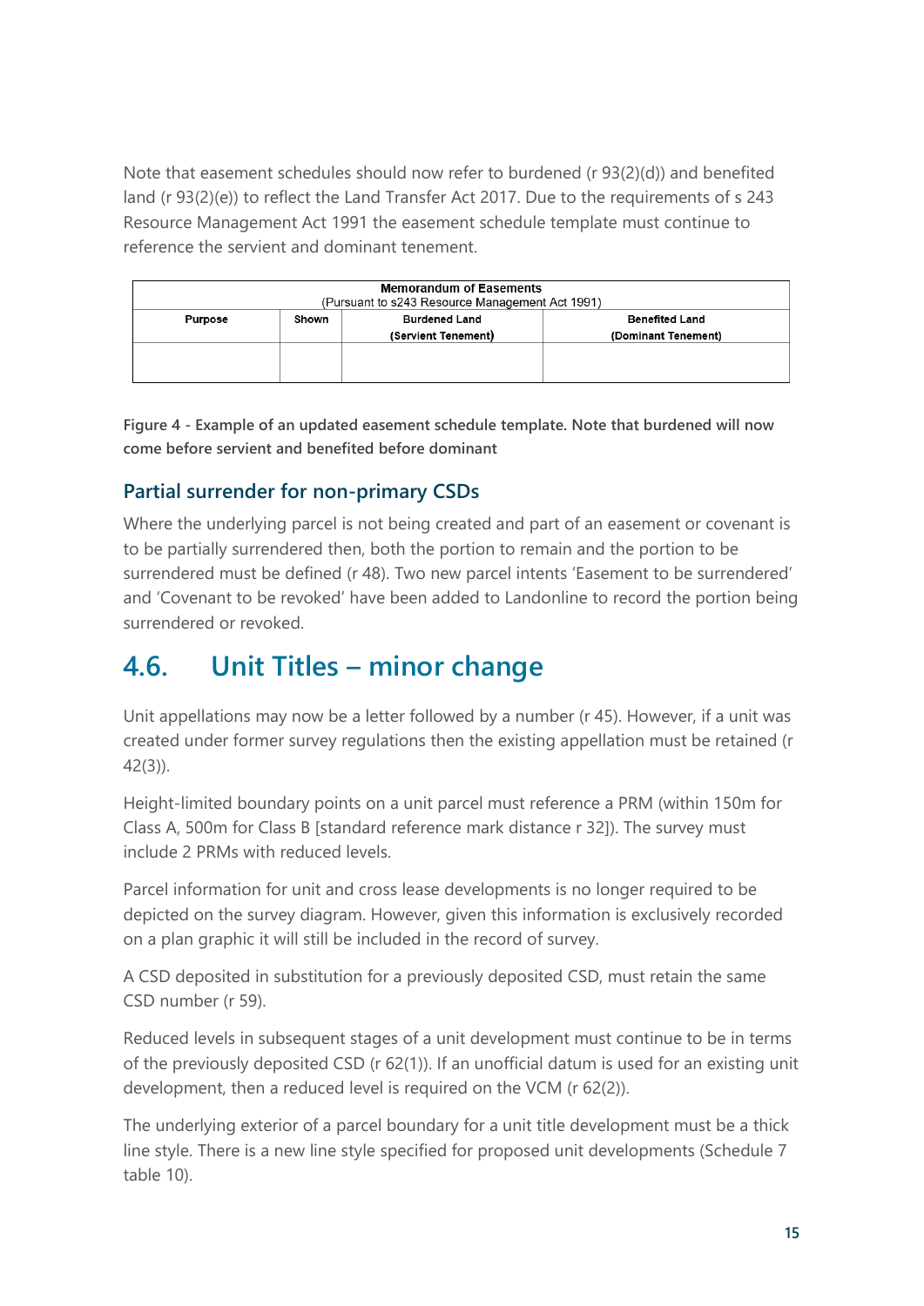Note that easement schedules should now refer to burdened (r 93(2)(d)) and benefited land (r 93(2)(e)) to reflect the Land Transfer Act 2017. Due to the requirements of s 243 Resource Management Act 1991 the easement schedule template must continue to reference the servient and dominant tenement.

| Memorandum of Easements (Pursuant to s243 Resource Management Act 1991) | | | |
|---|---|---|---|
| Purpose | Shown | Burdened Land (Servient Tenement) | Benefited Land (Dominant Tenement) |
| | | | |

**Figure 4 - Example of an updated easement schedule template. Note that burdened will now come before servient and benefited before dominant**

### Partial surrender for non-primary CSDs

Where the underlying parcel is not being created and part of an easement or covenant is to be partially surrendered then, both the portion to remain and the portion to be surrendered must be defined (r 48). Two new parcel intents 'Easement to be surrendered' and 'Covenant to be revoked' have been added to Landonline to record the portion being surrendered or revoked.

## 4.6. Unit Titles – minor change

Unit appellations may now be a letter followed by a number (r 45). However, if a unit was created under former survey regulations then the existing appellation must be retained (r 42(3)).

Height-limited boundary points on a unit parcel must reference a PRM (within 150m for Class A, 500m for Class B [standard reference mark distance r 32]). The survey must include 2 PRMs with reduced levels.

Parcel information for unit and cross lease developments is no longer required to be depicted on the survey diagram. However, given this information is exclusively recorded on a plan graphic it will still be included in the record of survey.

A CSD deposited in substitution for a previously deposited CSD, must retain the same CSD number (r 59).

Reduced levels in subsequent stages of a unit development must continue to be in terms of the previously deposited CSD (r 62(1)). If an unofficial datum is used for an existing unit development, then a reduced level is required on the VCM (r 62(2)).

The underlying exterior of a parcel boundary for a unit title development must be a thick line style. There is a new line style specified for proposed unit developments (Schedule 7 table 10).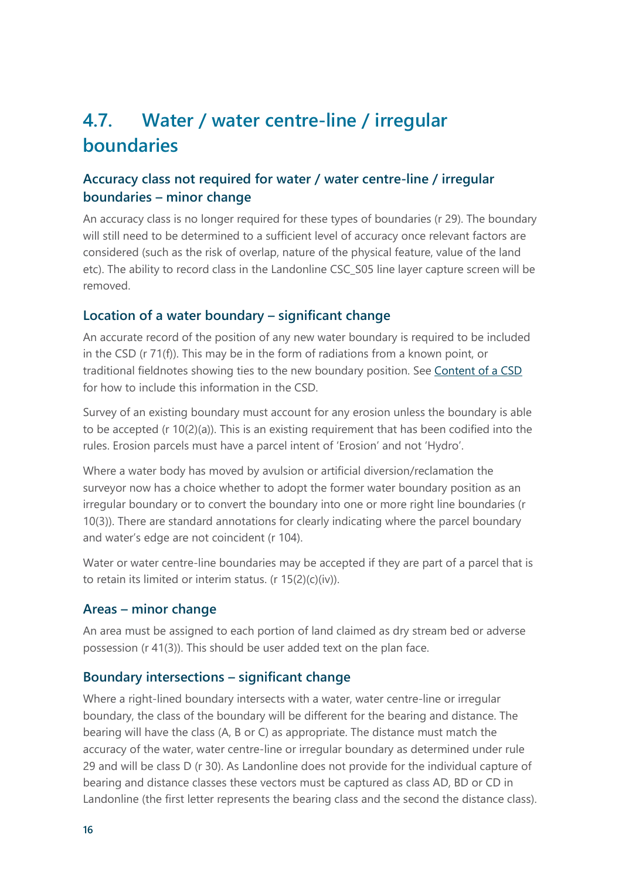## 4.7. Water / water centre-line / irregular boundaries

### Accuracy class not required for water / water centre-line / irregular boundaries – minor change

An accuracy class is no longer required for these types of boundaries (r 29). The boundary will still need to be determined to a sufficient level of accuracy once relevant factors are considered (such as the risk of overlap, nature of the physical feature, value of the land etc). The ability to record class in the Landonline CSC_S05 line layer capture screen will be removed.

### Location of a water boundary – significant change

An accurate record of the position of any new water boundary is required to be included in the CSD (r 71(f)). This may be in the form of radiations from a known point, or traditional fieldnotes showing ties to the new boundary position. See Content of a CSD for how to include this information in the CSD.

Survey of an existing boundary must account for any erosion unless the boundary is able to be accepted (r 10(2)(a)). This is an existing requirement that has been codified into the rules. Erosion parcels must have a parcel intent of 'Erosion' and not 'Hydro'.

Where a water body has moved by avulsion or artificial diversion/reclamation the surveyor now has a choice whether to adopt the former water boundary position as an irregular boundary or to convert the boundary into one or more right line boundaries (r 10(3)). There are standard annotations for clearly indicating where the parcel boundary and water's edge are not coincident (r 104).

Water or water centre-line boundaries may be accepted if they are part of a parcel that is to retain its limited or interim status. (r 15(2)(c)(iv)).

### Areas – minor change

An area must be assigned to each portion of land claimed as dry stream bed or adverse possession (r 41(3)). This should be user added text on the plan face.

### Boundary intersections – significant change

Where a right-lined boundary intersects with a water, water centre-line or irregular boundary, the class of the boundary will be different for the bearing and distance. The bearing will have the class (A, B or C) as appropriate. The distance must match the accuracy of the water, water centre-line or irregular boundary as determined under rule 29 and will be class D (r 30). As Landonline does not provide for the individual capture of bearing and distance classes these vectors must be captured as class AD, BD or CD in Landonline (the first letter represents the bearing class and the second the distance class).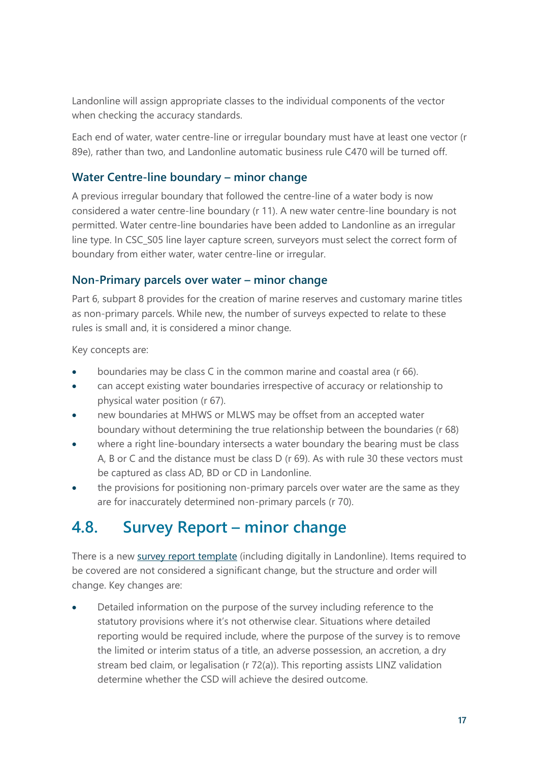Landonline will assign appropriate classes to the individual components of the vector when checking the accuracy standards.

Each end of water, water centre-line or irregular boundary must have at least one vector (r 89e), rather than two, and Landonline automatic business rule C470 will be turned off.

### Water Centre-line boundary – minor change

A previous irregular boundary that followed the centre-line of a water body is now considered a water centre-line boundary (r 11). A new water centre-line boundary is not permitted. Water centre-line boundaries have been added to Landonline as an irregular line type. In CSC_S05 line layer capture screen, surveyors must select the correct form of boundary from either water, water centre-line or irregular.

### Non-Primary parcels over water – minor change

Part 6, subpart 8 provides for the creation of marine reserves and customary marine titles as non-primary parcels. While new, the number of surveys expected to relate to these rules is small and, it is considered a minor change.

Key concepts are:

- boundaries may be class C in the common marine and coastal area (r 66).
- can accept existing water boundaries irrespective of accuracy or relationship to physical water position (r 67).
- new boundaries at MHWS or MLWS may be offset from an accepted water boundary without determining the true relationship between the boundaries (r 68)
- where a right line-boundary intersects a water boundary the bearing must be class A, B or C and the distance must be class D (r 69). As with rule 30 these vectors must be captured as class AD, BD or CD in Landonline.
- the provisions for positioning non-primary parcels over water are the same as they are for inaccurately determined non-primary parcels (r 70).

## 4.8. Survey Report – minor change

There is a new survey report template (including digitally in Landonline). Items required to be covered are not considered a significant change, but the structure and order will change. Key changes are:

- Detailed information on the purpose of the survey including reference to the statutory provisions where it's not otherwise clear. Situations where detailed reporting would be required include, where the purpose of the survey is to remove the limited or interim status of a title, an adverse possession, an accretion, a dry stream bed claim, or legalisation (r 72(a)). This reporting assists LINZ validation determine whether the CSD will achieve the desired outcome.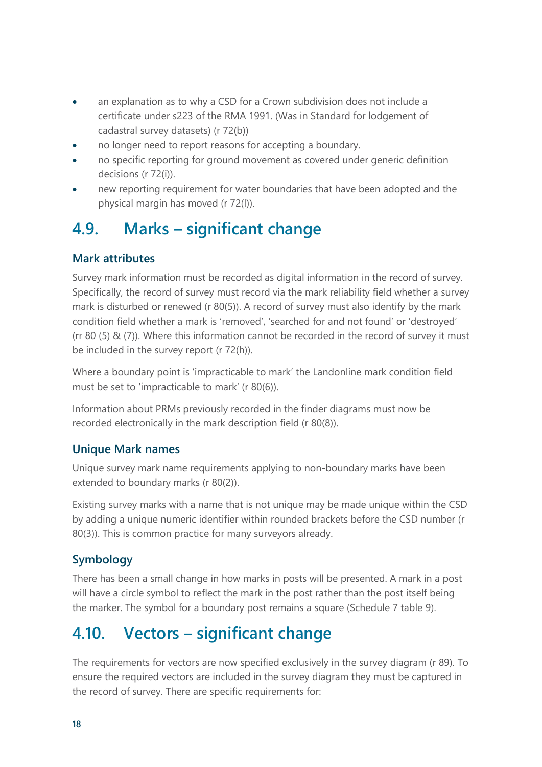- an explanation as to why a CSD for a Crown subdivision does not include a certificate under s223 of the RMA 1991. (Was in Standard for lodgement of cadastral survey datasets) (r 72(b))
- no longer need to report reasons for accepting a boundary.
- no specific reporting for ground movement as covered under generic definition decisions (r 72(i)).
- new reporting requirement for water boundaries that have been adopted and the physical margin has moved (r 72(l)).

## 4.9. Marks – significant change

### Mark attributes

Survey mark information must be recorded as digital information in the record of survey. Specifically, the record of survey must record via the mark reliability field whether a survey mark is disturbed or renewed (r 80(5)). A record of survey must also identify by the mark condition field whether a mark is 'removed', 'searched for and not found' or 'destroyed' (rr 80 (5) & (7)). Where this information cannot be recorded in the record of survey it must be included in the survey report (r 72(h)).

Where a boundary point is 'impracticable to mark' the Landonline mark condition field must be set to 'impracticable to mark' (r 80(6)).

Information about PRMs previously recorded in the finder diagrams must now be recorded electronically in the mark description field (r 80(8)).

### Unique Mark names

Unique survey mark name requirements applying to non-boundary marks have been extended to boundary marks (r 80(2)).

Existing survey marks with a name that is not unique may be made unique within the CSD by adding a unique numeric identifier within rounded brackets before the CSD number (r 80(3)). This is common practice for many surveyors already.

### Symbology

There has been a small change in how marks in posts will be presented. A mark in a post will have a circle symbol to reflect the mark in the post rather than the post itself being the marker. The symbol for a boundary post remains a square (Schedule 7 table 9).

## 4.10. Vectors – significant change

The requirements for vectors are now specified exclusively in the survey diagram (r 89). To ensure the required vectors are included in the survey diagram they must be captured in the record of survey. There are specific requirements for: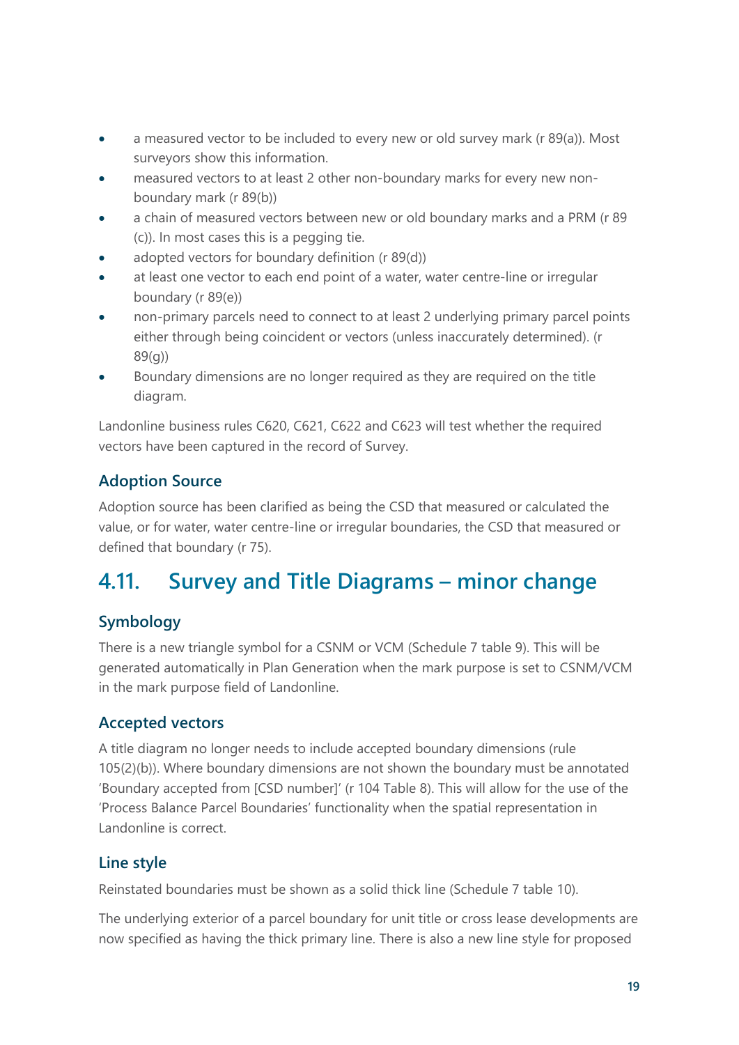- a measured vector to be included to every new or old survey mark (r 89(a)). Most surveyors show this information.
- measured vectors to at least 2 other non-boundary marks for every new non-boundary mark (r 89(b))
- a chain of measured vectors between new or old boundary marks and a PRM (r 89 (c)). In most cases this is a pegging tie.
- adopted vectors for boundary definition (r 89(d))
- at least one vector to each end point of a water, water centre-line or irregular boundary (r 89(e))
- non-primary parcels need to connect to at least 2 underlying primary parcel points either through being coincident or vectors (unless inaccurately determined). (r 89(g))
- Boundary dimensions are no longer required as they are required on the title diagram.

Landonline business rules C620, C621, C622 and C623 will test whether the required vectors have been captured in the record of Survey.

### Adoption Source

Adoption source has been clarified as being the CSD that measured or calculated the value, or for water, water centre-line or irregular boundaries, the CSD that measured or defined that boundary (r 75).

## 4.11. Survey and Title Diagrams – minor change

### Symbology

There is a new triangle symbol for a CSNM or VCM (Schedule 7 table 9). This will be generated automatically in Plan Generation when the mark purpose is set to CSNM/VCM in the mark purpose field of Landonline.

### Accepted vectors

A title diagram no longer needs to include accepted boundary dimensions (rule 105(2)(b)). Where boundary dimensions are not shown the boundary must be annotated 'Boundary accepted from [CSD number]' (r 104 Table 8). This will allow for the use of the 'Process Balance Parcel Boundaries' functionality when the spatial representation in Landonline is correct.

### Line style

Reinstated boundaries must be shown as a solid thick line (Schedule 7 table 10).

The underlying exterior of a parcel boundary for unit title or cross lease developments are now specified as having the thick primary line. There is also a new line style for proposed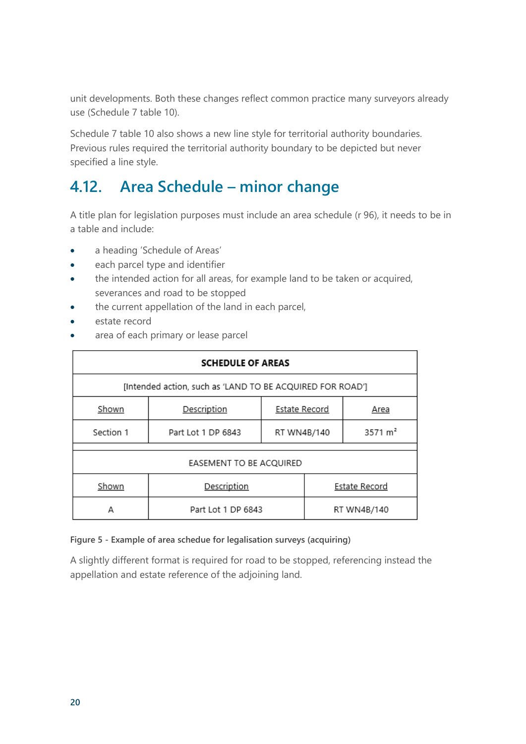unit developments. Both these changes reflect common practice many surveyors already use (Schedule 7 table 10).

Schedule 7 table 10 also shows a new line style for territorial authority boundaries. Previous rules required the territorial authority boundary to be depicted but never specified a line style.

## 4.12. Area Schedule – minor change

A title plan for legislation purposes must include an area schedule (r 96), it needs to be in a table and include:

- a heading 'Schedule of Areas'
- each parcel type and identifier
- the intended action for all areas, for example land to be taken or acquired, severances and road to be stopped
- the current appellation of the land in each parcel,
- estate record
- area of each primary or lease parcel

| SCHEDULE OF AREAS | | | |
|---|---|---|---|
| [Intended action, such as 'LAND TO BE ACQUIRED FOR ROAD'] | | | |
| Shown | Description | Estate Record | Area |
| Section 1 | Part Lot 1 DP 6843 | RT WN4B/140 | 3571 m² |

| EASEMENT TO BE ACQUIRED | | |
|---|---|---|
| Shown | Description | Estate Record |
| A | Part Lot 1 DP 6843 | RT WN4B/140 |

**Figure 5 - Example of area schedue for legalisation surveys (acquiring)**

A slightly different format is required for road to be stopped, referencing instead the appellation and estate reference of the adjoining land.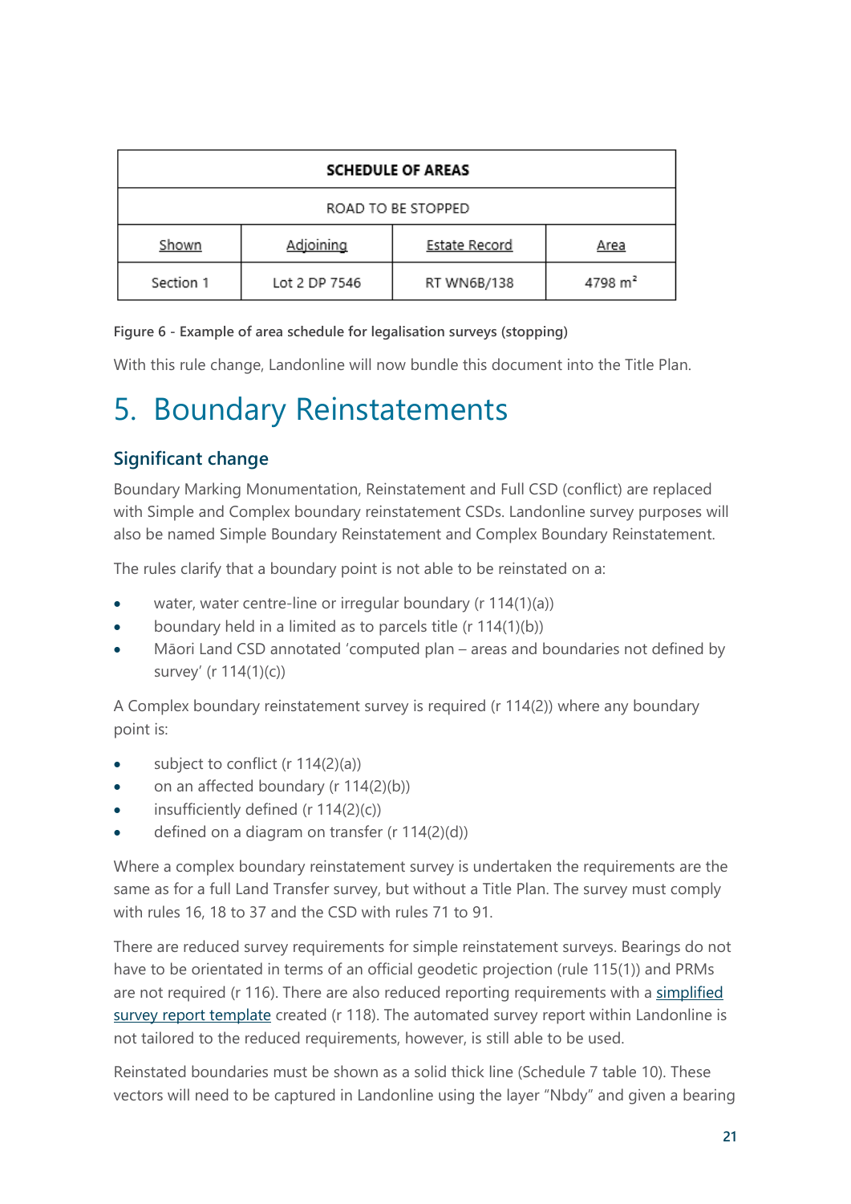| SCHEDULE OF AREAS | | | |
|---|---|---|---|
| ROAD TO BE STOPPED | | | |
| Shown | Adjoining | Estate Record | Area |
| Section 1 | Lot 2 DP 7546 | RT WN6B/138 | 4798 $m^2$ |

**Figure 6 - Example of area schedule for legalisation surveys (stopping)**

With this rule change, Landonline will now bundle this document into the Title Plan.

# 5. Boundary Reinstatements

## Significant change

Boundary Marking Monumentation, Reinstatement and Full CSD (conflict) are replaced with Simple and Complex boundary reinstatement CSDs. Landonline survey purposes will also be named Simple Boundary Reinstatement and Complex Boundary Reinstatement.

The rules clarify that a boundary point is not able to be reinstated on a:

- water, water centre-line or irregular boundary (r 114(1)(a))
- boundary held in a limited as to parcels title (r 114(1)(b))
- Māori Land CSD annotated 'computed plan – areas and boundaries not defined by survey' (r 114(1)(c))

A Complex boundary reinstatement survey is required (r 114(2)) where any boundary point is:

- subject to conflict (r 114(2)(a))
- on an affected boundary (r 114(2)(b))
- insufficiently defined (r 114(2)(c))
- defined on a diagram on transfer (r 114(2)(d))

Where a complex boundary reinstatement survey is undertaken the requirements are the same as for a full Land Transfer survey, but without a Title Plan. The survey must comply with rules 16, 18 to 37 and the CSD with rules 71 to 91.

There are reduced survey requirements for simple reinstatement surveys. Bearings do not have to be orientated in terms of an official geodetic projection (rule 115(1)) and PRMs are not required (r 116). There are also reduced reporting requirements with a simplified survey report template created (r 118). The automated survey report within Landonline is not tailored to the reduced requirements, however, is still able to be used.

Reinstated boundaries must be shown as a solid thick line (Schedule 7 table 10). These vectors will need to be captured in Landonline using the layer "Nbdy" and given a bearing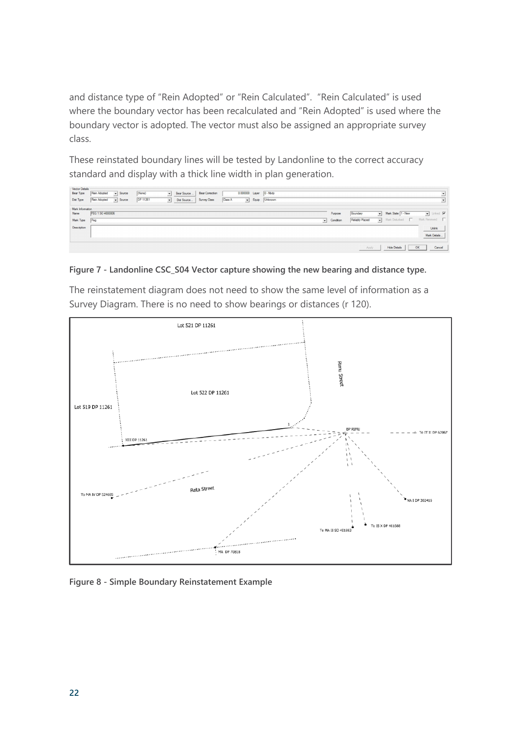and distance type of "Rein Adopted" or "Rein Calculated". "Rein Calculated" is used where the boundary vector has been recalculated and "Rein Adopted" is used where the boundary vector is adopted. The vector must also be assigned an appropriate survey class.

These reinstated boundary lines will be tested by Landonline to the correct accuracy standard and display with a thick line width in plan generation.

**Figure 7 - Landonline CSC_S04 Vector capture showing the new bearing and distance type.**

The reinstatement diagram does not need to show the same level of information as a Survey Diagram. There is no need to show bearings or distances (r 120).

**Figure 8 - Simple Boundary Reinstatement Example**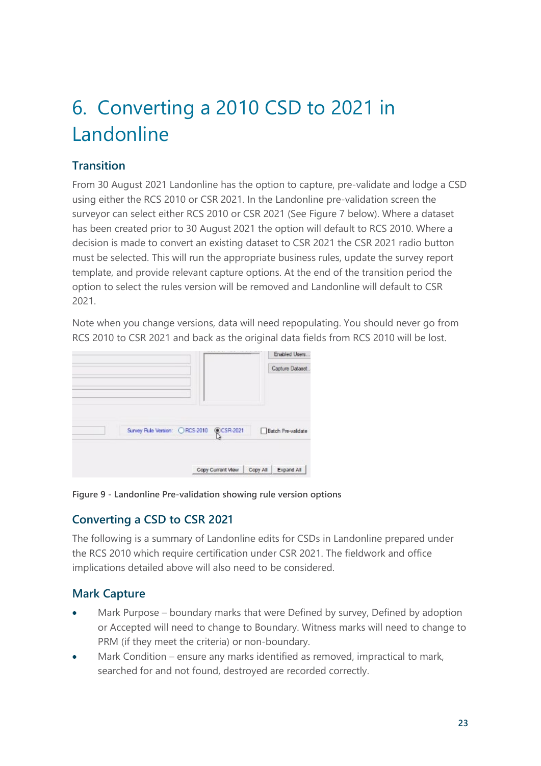# 6. Converting a 2010 CSD to 2021 in Landonline

## Transition

From 30 August 2021 Landonline has the option to capture, pre-validate and lodge a CSD using either the RCS 2010 or CSR 2021. In the Landonline pre-validation screen the surveyor can select either RCS 2010 or CSR 2021 (See Figure 7 below). Where a dataset has been created prior to 30 August 2021 the option will default to RCS 2010. Where a decision is made to convert an existing dataset to CSR 2021 the CSR 2021 radio button must be selected. This will run the appropriate business rules, update the survey report template, and provide relevant capture options. At the end of the transition period the option to select the rules version will be removed and Landonline will default to CSR 2021.

Note when you change versions, data will need repopulating. You should never go from RCS 2010 to CSR 2021 and back as the original data fields from RCS 2010 will be lost.

Figure 9 - Landonline Pre-validation showing rule version options

## Converting a CSD to CSR 2021

The following is a summary of Landonline edits for CSDs in Landonline prepared under the RCS 2010 which require certification under CSR 2021. The fieldwork and office implications detailed above will also need to be considered.

## Mark Capture

- Mark Purpose – boundary marks that were Defined by survey, Defined by adoption or Accepted will need to change to Boundary. Witness marks will need to change to PRM (if they meet the criteria) or non-boundary.
- Mark Condition – ensure any marks identified as removed, impractical to mark, searched for and not found, destroyed are recorded correctly.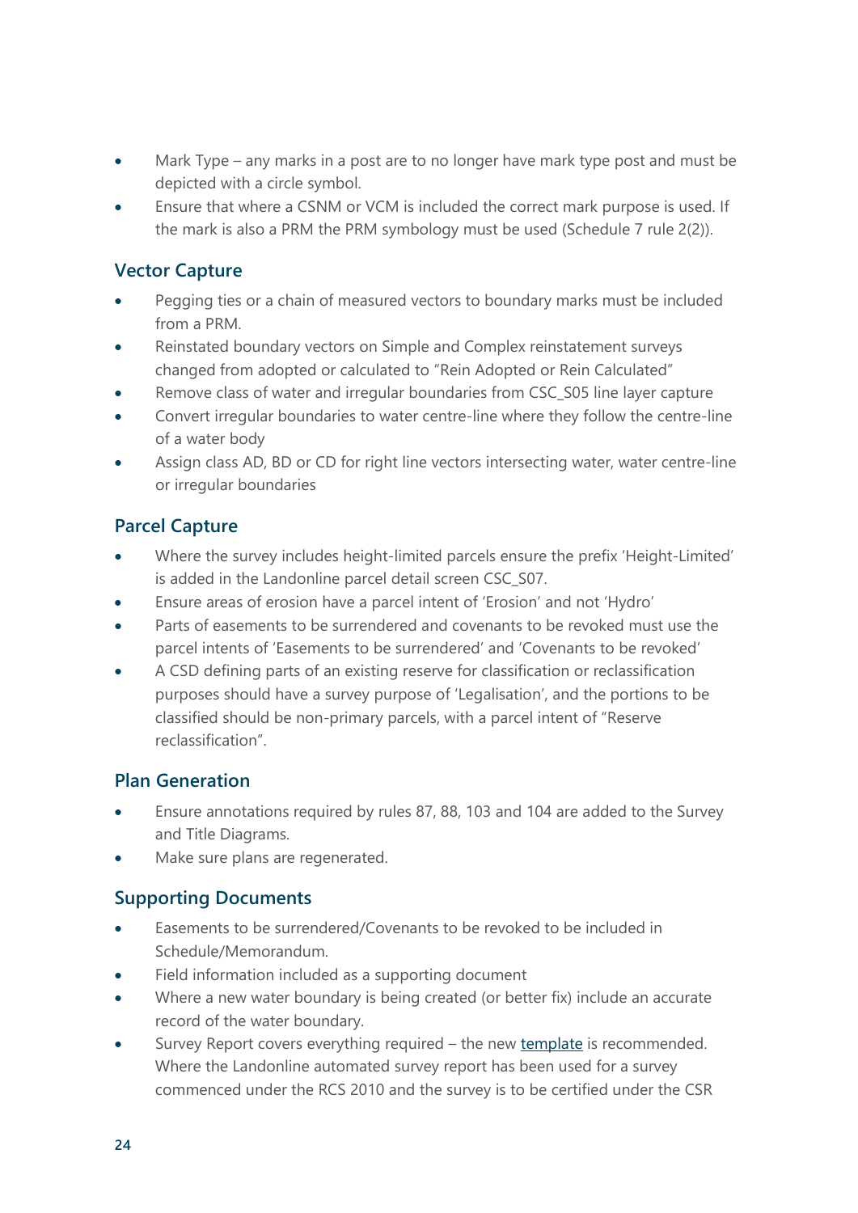- Mark Type – any marks in a post are to no longer have mark type post and must be depicted with a circle symbol.
- Ensure that where a CSNM or VCM is included the correct mark purpose is used. If the mark is also a PRM the PRM symbology must be used (Schedule 7 rule 2(2)).

## Vector Capture

- Pegging ties or a chain of measured vectors to boundary marks must be included from a PRM.
- Reinstated boundary vectors on Simple and Complex reinstatement surveys changed from adopted or calculated to "Rein Adopted or Rein Calculated"
- Remove class of water and irregular boundaries from CSC_S05 line layer capture
- Convert irregular boundaries to water centre-line where they follow the centre-line of a water body
- Assign class AD, BD or CD for right line vectors intersecting water, water centre-line or irregular boundaries

## Parcel Capture

- Where the survey includes height-limited parcels ensure the prefix 'Height-Limited' is added in the Landonline parcel detail screen CSC_S07.
- Ensure areas of erosion have a parcel intent of 'Erosion' and not 'Hydro'
- Parts of easements to be surrendered and covenants to be revoked must use the parcel intents of 'Easements to be surrendered' and 'Covenants to be revoked'
- A CSD defining parts of an existing reserve for classification or reclassification purposes should have a survey purpose of 'Legalisation', and the portions to be classified should be non-primary parcels, with a parcel intent of "Reserve reclassification".

## Plan Generation

- Ensure annotations required by rules 87, 88, 103 and 104 are added to the Survey and Title Diagrams.
- Make sure plans are regenerated.

## Supporting Documents

- Easements to be surrendered/Covenants to be revoked to be included in Schedule/Memorandum.
- Field information included as a supporting document
- Where a new water boundary is being created (or better fix) include an accurate record of the water boundary.
- Survey Report covers everything required – the new template is recommended. Where the Landonline automated survey report has been used for a survey commenced under the RCS 2010 and the survey is to be certified under the CSR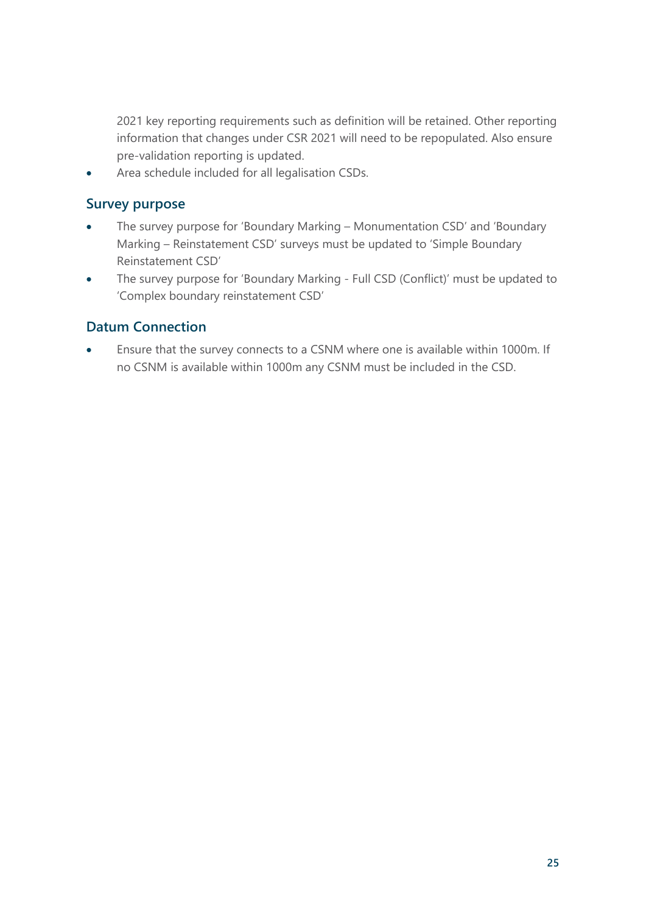2021 key reporting requirements such as definition will be retained. Other reporting information that changes under CSR 2021 will need to be repopulated. Also ensure pre-validation reporting is updated.

- Area schedule included for all legalisation CSDs.

## Survey purpose

- The survey purpose for 'Boundary Marking – Monumentation CSD' and 'Boundary Marking – Reinstatement CSD' surveys must be updated to 'Simple Boundary Reinstatement CSD'
- The survey purpose for 'Boundary Marking - Full CSD (Conflict)' must be updated to 'Complex boundary reinstatement CSD'

## Datum Connection

- Ensure that the survey connects to a CSNM where one is available within 1000m. If no CSNM is available within 1000m any CSNM must be included in the CSD.